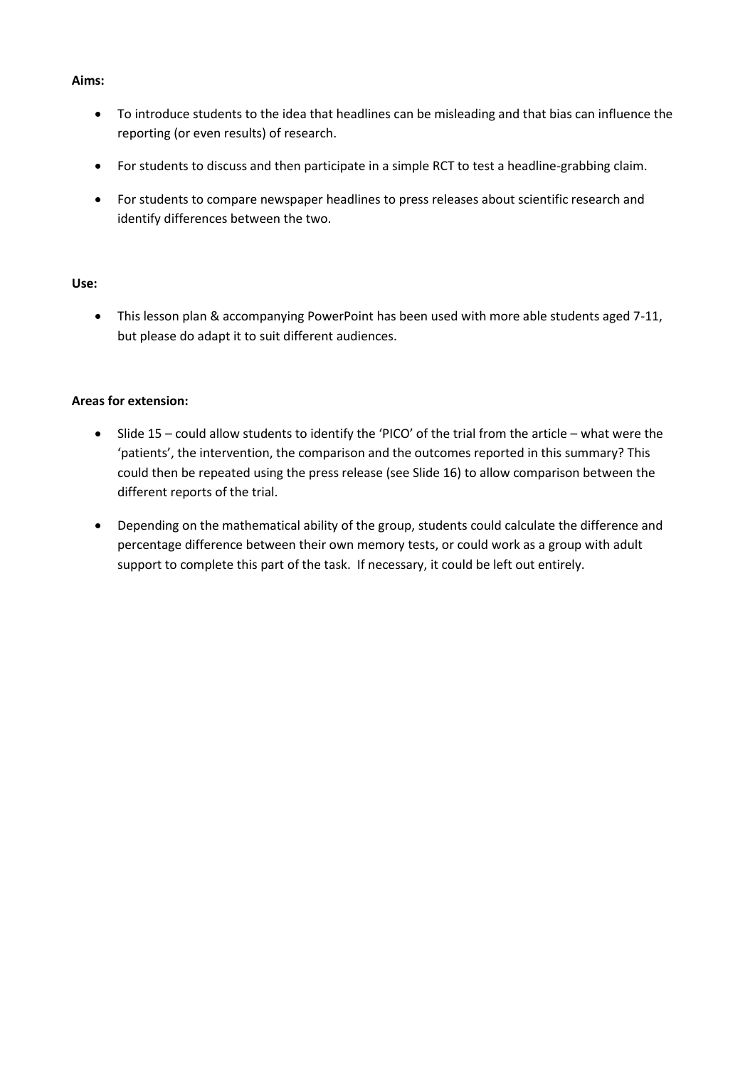**Aims:**

- To introduce students to the idea that headlines can be misleading and that bias can influence the reporting (or even results) of research.
- For students to discuss and then participate in a simple RCT to test a headline-grabbing claim.
- For students to compare newspaper headlines to press releases about scientific research and identify differences between the two.

**Use:**

- This lesson plan & accompanying PowerPoint has been used with more able students aged 7-11, but please do adapt it to suit different audiences.

**Areas for extension:**

- Slide 15 – could allow students to identify the 'PICO' of the trial from the article – what were the 'patients', the intervention, the comparison and the outcomes reported in this summary? This could then be repeated using the press release (see Slide 16) to allow comparison between the different reports of the trial.
- Depending on the mathematical ability of the group, students could calculate the difference and percentage difference between their own memory tests, or could work as a group with adult support to complete this part of the task. If necessary, it could be left out entirely.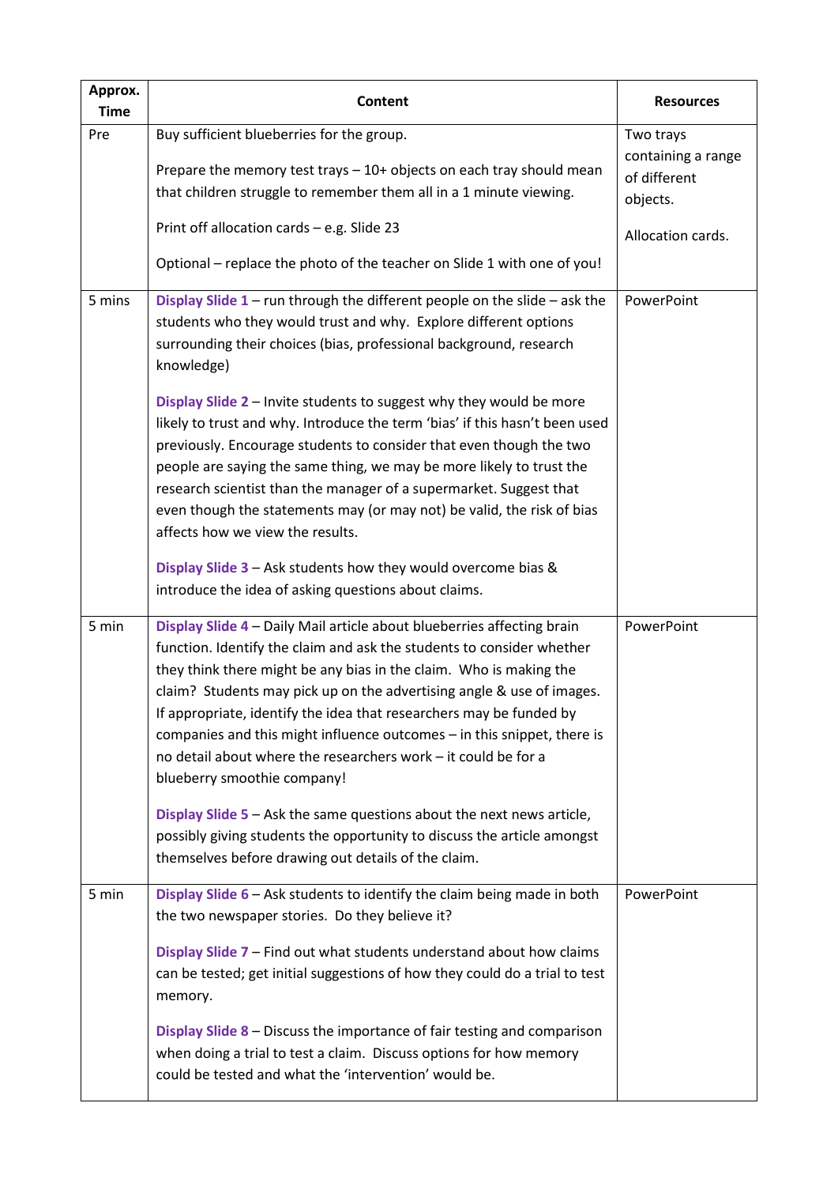| Approx. Time | Content | Resources |
|---|---|---|
| Pre | Buy sufficient blueberries for the group.<br><br>Prepare the memory test trays – 10+ objects on each tray should mean that children struggle to remember them all in a 1 minute viewing.<br><br>Print off allocation cards – e.g. Slide 23<br><br>Optional – replace the photo of the teacher on Slide 1 with one of you! | Two trays containing a range of different objects.<br><br>Allocation cards. |
| 5 mins | **Display Slide 1** – run through the different people on the slide – ask the students who they would trust and why. Explore different options surrounding their choices (bias, professional background, research knowledge)<br><br>**Display Slide 2** – Invite students to suggest why they would be more likely to trust and why. Introduce the term 'bias' if this hasn't been used previously. Encourage students to consider that even though the two people are saying the same thing, we may be more likely to trust the research scientist than the manager of a supermarket. Suggest that even though the statements may (or may not) be valid, the risk of bias affects how we view the results.<br><br>**Display Slide 3** – Ask students how they would overcome bias & introduce the idea of asking questions about claims. | PowerPoint |
| 5 min | **Display Slide 4** – Daily Mail article about blueberries affecting brain function. Identify the claim and ask the students to consider whether they think there might be any bias in the claim. Who is making the claim? Students may pick up on the advertising angle & use of images. If appropriate, identify the idea that researchers may be funded by companies and this might influence outcomes – in this snippet, there is no detail about where the researchers work – it could be for a blueberry smoothie company!<br><br>**Display Slide 5** – Ask the same questions about the next news article, possibly giving students the opportunity to discuss the article amongst themselves before drawing out details of the claim. | PowerPoint |
| 5 min | **Display Slide 6** – Ask students to identify the claim being made in both the two newspaper stories. Do they believe it?<br><br>**Display Slide 7** – Find out what students understand about how claims can be tested; get initial suggestions of how they could do a trial to test memory.<br><br>**Display Slide 8** – Discuss the importance of fair testing and comparison when doing a trial to test a claim. Discuss options for how memory could be tested and what the 'intervention' would be. | PowerPoint |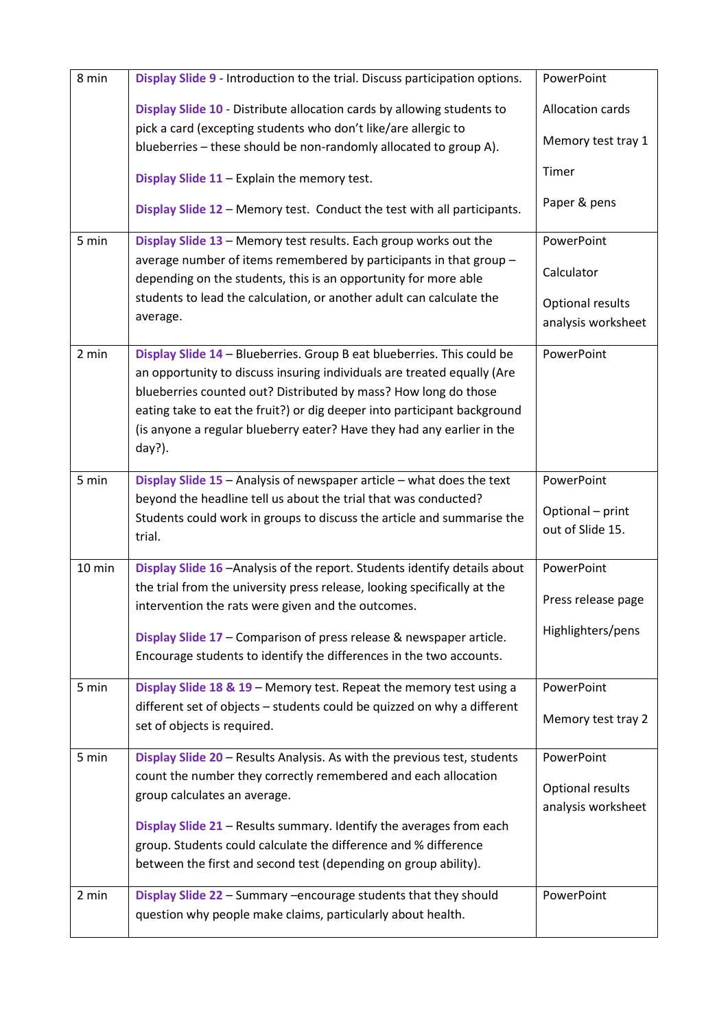| | | |
|---|---|---|
| 8 min | **Display Slide 9** - Introduction to the trial. Discuss participation options.<br><br>**Display Slide 10** - Distribute allocation cards by allowing students to pick a card (excepting students who don't like/are allergic to blueberries – these should be non-randomly allocated to group A).<br><br>**Display Slide 11** – Explain the memory test.<br><br>**Display Slide 12** – Memory test. Conduct the test with all participants. | PowerPoint<br><br>Allocation cards<br><br>Memory test tray 1<br><br>Timer<br><br>Paper & pens |
| 5 min | **Display Slide 13** – Memory test results. Each group works out the average number of items remembered by participants in that group – depending on the students, this is an opportunity for more able students to lead the calculation, or another adult can calculate the average. | PowerPoint<br><br>Calculator<br><br>Optional results analysis worksheet |
| 2 min | **Display Slide 14** – Blueberries. Group B eat blueberries. This could be an opportunity to discuss insuring individuals are treated equally (Are blueberries counted out? Distributed by mass? How long do those eating take to eat the fruit?) or dig deeper into participant background (is anyone a regular blueberry eater? Have they had any earlier in the day?). | PowerPoint |
| 5 min | **Display Slide 15** – Analysis of newspaper article – what does the text beyond the headline tell us about the trial that was conducted? Students could work in groups to discuss the article and summarise the trial. | PowerPoint<br><br>Optional – print out of Slide 15. |
| 10 min | **Display Slide 16** –Analysis of the report. Students identify details about the trial from the university press release, looking specifically at the intervention the rats were given and the outcomes.<br><br>**Display Slide 17** – Comparison of press release & newspaper article. Encourage students to identify the differences in the two accounts. | PowerPoint<br><br>Press release page<br><br>Highlighters/pens |
| 5 min | **Display Slide 18 & 19** – Memory test. Repeat the memory test using a different set of objects – students could be quizzed on why a different set of objects is required. | PowerPoint<br><br>Memory test tray 2 |
| 5 min | **Display Slide 20** – Results Analysis. As with the previous test, students count the number they correctly remembered and each allocation group calculates an average.<br><br>**Display Slide 21** – Results summary. Identify the averages from each group. Students could calculate the difference and % difference between the first and second test (depending on group ability). | PowerPoint<br><br>Optional results analysis worksheet |
| 2 min | **Display Slide 22** – Summary –encourage students that they should question why people make claims, particularly about health. | PowerPoint |